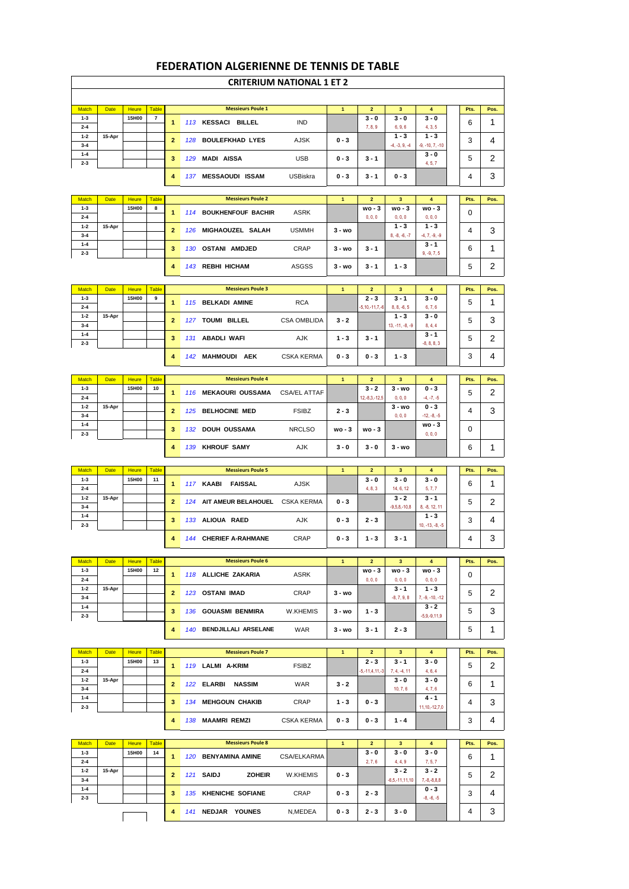# FEDERATION ALGERIENNE DE TENNIS DE TABLE

## CRITERIUM NATIONAL 1 ET 2

| Match | Date | Heure | Table |
|---|---|---|---|
| 1-3 | | 15H00 | 7 |
| 2-4 | | | |
| 1-2 | 15-Apr | | |
| 3-4 | | | |
| 1-4 | | | |
| 2-3 | | | |

| | | Messieurs Poule 1 | | 1 | 2 | 3 | 4 | Pts. | Pos. |
|---|---|---|---|---|---|---|---|---|---|
| 1 | 113 | KESSACI BILLEL | IND | | 3 - 0 (7, 8, 9) | 3 - 0 (6, 9, 6) | 3 - 0 (4, 3, 5) | 6 | 1 |
| 2 | 128 | BOULEFKHAD LYES | AJSK | 0 - 3 | | 1 - 3 (-4, -3, 9, -4) | 1 - 3 (-9, -10, 7, -10) | 3 | 4 |
| 3 | 129 | MADI AISSA | USB | 0 - 3 | 3 - 1 | | 3 - 0 (4, 5, 7) | 5 | 2 |
| 4 | 137 | MESSAOUDI ISSAM | USBiskra | 0 - 3 | 3 - 1 | 0 - 3 | | 4 | 3 |

| Match | Date | Heure | Table |
|---|---|---|---|
| 1-3 | | 15H00 | 8 |
| 2-4 | | | |
| 1-2 | 15-Apr | | |
| 3-4 | | | |
| 1-4 | | | |
| 2-3 | | | |

| | | Messieurs Poule 2 | | 1 | 2 | 3 | 4 | Pts. | Pos. |
|---|---|---|---|---|---|---|---|---|---|
| 1 | 114 | BOUKHENFOUF BACHIR | ASRK | | wo - 3 (0, 0, 0) | wo - 3 (0, 0, 0) | wo - 3 (0, 0, 0) | 0 | |
| 2 | 126 | MIGHAOUZEL SALAH | USMMH | 3 - wo | | 1 - 3 (8, -8, -6, -7) | 1 - 3 (-4, 7, -9, -9) | 4 | 3 |
| 3 | 130 | OSTANI AMDJED | CRAP | 3 - wo | 3 - 1 | | 3 - 1 (9, -9, 7, 5) | 6 | 1 |
| 4 | 143 | REBHI HICHAM | ASGSS | 3 - wo | 3 - 1 | 1 - 3 | | 5 | 2 |

| Match | Date | Heure | Table |
|---|---|---|---|
| 1-3 | | 15H00 | 9 |
| 2-4 | | | |
| 1-2 | 15-Apr | | |
| 3-4 | | | |
| 1-4 | | | |
| 2-3 | | | |

| | | Messieurs Poule 3 | | 1 | 2 | 3 | 4 | Pts. | Pos. |
|---|---|---|---|---|---|---|---|---|---|
| 1 | 115 | BELKADI AMINE | RCA | | 2 - 3 (-5, 10, -11, 7, -6) | 3 - 1 (8, 8, -6, 5) | 3 - 0 (6, 7, 6) | 5 | 1 |
| 2 | 127 | TOUMI BILLEL | CSA OMBLIDA | 3 - 2 | | 1 - 3 (13, -11, -8, -9) | 3 - 0 (8, 4, 4) | 5 | 3 |
| 3 | 131 | ABADLI WAFI | AJK | 1 - 3 | 3 - 1 | | 3 - 1 (-8, 8, 8, 3) | 5 | 2 |
| 4 | 142 | MAHMOUDI AEK | CSKA KERMA | 0 - 3 | 0 - 3 | 1 - 3 | | 3 | 4 |

| Match | Date | Heure | Table |
|---|---|---|---|
| 1-3 | | 15H00 | 10 |
| 2-4 | | | |
| 1-2 | 15-Apr | | |
| 3-4 | | | |
| 1-4 | | | |
| 2-3 | | | |

| | | Messieurs Poule 4 | | 1 | 2 | 3 | 4 | Pts. | Pos. |
|---|---|---|---|---|---|---|---|---|---|
| 1 | 116 | MEKAOURI OUSSAMA | CSA/EL ATTAF | | 3 - 2 (12, -8, 3, -12, 5) | 3 - wo (0, 0, 0) | 0 - 3 (-4, -7, -5) | 5 | 2 |
| 2 | 125 | BELHOCINE MED | FSIBZ | 2 - 3 | | 3 - wo (0, 0, 0) | 0 - 3 (-12, -8, -5) | 4 | 3 |
| 3 | 132 | DOUH OUSSAMA | NRCLSO | wo - 3 | wo - 3 | | wo - 3 (0, 0, 0) | 0 | |
| 4 | 139 | KHROUF SAMY | AJK | 3 - 0 | 3 - 0 | 3 - wo | | 6 | 1 |

| Match | Date | Heure | Table |
|---|---|---|---|
| 1-3 | | 15H00 | 11 |
| 2-4 | | | |
| 1-2 | 15-Apr | | |
| 3-4 | | | |
| 1-4 | | | |
| 2-3 | | | |

| | | Messieurs Poule 5 | | 1 | 2 | 3 | 4 | Pts. | Pos. |
|---|---|---|---|---|---|---|---|---|---|
| 1 | 117 | KAABI FAISSAL | AJSK | | 3 - 0 (4, 8, 3) | 3 - 0 (14, 6, 12) | 3 - 0 (5, 7, 7) | 6 | 1 |
| 2 | 124 | AIT AMEUR BELAHOUEL | CSKA KERMA | 0 - 3 | | 3 - 2 (-9, 5, 8, -10, 8) | 3 - 1 (8, -8, 12, 11) | 5 | 2 |
| 3 | 133 | ALIOUA RAED | AJK | 0 - 3 | 2 - 3 | | 1 - 3 (10, -13, -8, -5) | 3 | 4 |
| 4 | 144 | CHERIEF A-RAHMANE | CRAP | 0 - 3 | 1 - 3 | 3 - 1 | | 4 | 3 |

| Match | Date | Heure | Table |
|---|---|---|---|
| 1-3 | | 15H00 | 12 |
| 2-4 | | | |
| 1-2 | 15-Apr | | |
| 3-4 | | | |
| 1-4 | | | |
| 2-3 | | | |

| | | Messieurs Poule 6 | | 1 | 2 | 3 | 4 | Pts. | Pos. |
|---|---|---|---|---|---|---|---|---|---|
| 1 | 118 | ALLICHE ZAKARIA | ASRK | | wo - 3 (0, 0, 0) | wo - 3 (0, 0, 0) | wo - 3 (0, 0, 0) | 0 | |
| 2 | 123 | OSTANI IMAD | CRAP | 3 - wo | | 3 - 1 (-8, 7, 9, 8) | 1 - 3 (7, -9, -10, -12) | 5 | 2 |
| 3 | 136 | GOUASMI BENMIRA | W.KHEMIS | 3 - wo | 1 - 3 | | 3 - 2 (-5, 9, -9, 11, 9) | 5 | 3 |
| 4 | 140 | BENDJILLALI ARSELANE | WAR | 3 - wo | 3 - 1 | 2 - 3 | | 5 | 1 |

| Match | Date | Heure | Table |
|---|---|---|---|
| 1-3 | | 15H00 | 13 |
| 2-4 | | | |
| 1-2 | 15-Apr | | |
| 3-4 | | | |
| 1-4 | | | |
| 2-3 | | | |

| | | Messieurs Poule 7 | | 1 | 2 | 3 | 4 | Pts. | Pos. |
|---|---|---|---|---|---|---|---|---|---|
| 1 | 119 | LALMI A-KRIM | FSIBZ | | 2 - 3 (-5, -11, 4, 11, -3) | 3 - 1 (7, 4, -4, 11) | 3 - 0 (4, 6, 4) | 5 | 2 |
| 2 | 122 | ELARBI NASSIM | WAR | 3 - 2 | | 3 - 0 (10, 7, 6) | 3 - 0 (4, 7, 6) | 6 | 1 |
| 3 | 134 | MEHGOUN CHAKIB | CRAP | 1 - 3 | 0 - 3 | | 4 - 1 (11, 10, -12, 7, 0) | 4 | 3 |
| 4 | 138 | MAAMRI REMZI | CSKA KERMA | 0 - 3 | 0 - 3 | 1 - 4 | | 3 | 4 |

| Match | Date | Heure | Table |
|---|---|---|---|
| 1-3 | | 15H00 | 14 |
| 2-4 | | | |
| 1-2 | 15-Apr | | |
| 3-4 | | | |
| 1-4 | | | |
| 2-3 | | | |

| | | Messieurs Poule 8 | | 1 | 2 | 3 | 4 | Pts. | Pos. |
|---|---|---|---|---|---|---|---|---|---|
| 1 | 120 | BENYAMINA AMINE | CSA/ELKARMA | | 3 - 0 (2, 7, 6) | 3 - 0 (4, 4, 9) | 3 - 0 (7, 5, 7) | 6 | 1 |
| 2 | 121 | SAIDJ ZOHEIR | W.KHEMIS | 0 - 3 | | 3 - 2 (-6, 5, -11, 11, 10) | 3 - 2 (7, -8, -8, 8, 8) | 5 | 2 |
| 3 | 135 | KHENICHE SOFIANE | CRAP | 0 - 3 | 2 - 3 | | 0 - 3 (-8, -6, -5) | 3 | 4 |
| 4 | 141 | NEDJAR YOUNES | N,MEDEA | 0 - 3 | 2 - 3 | 3 - 0 | | 4 | 3 |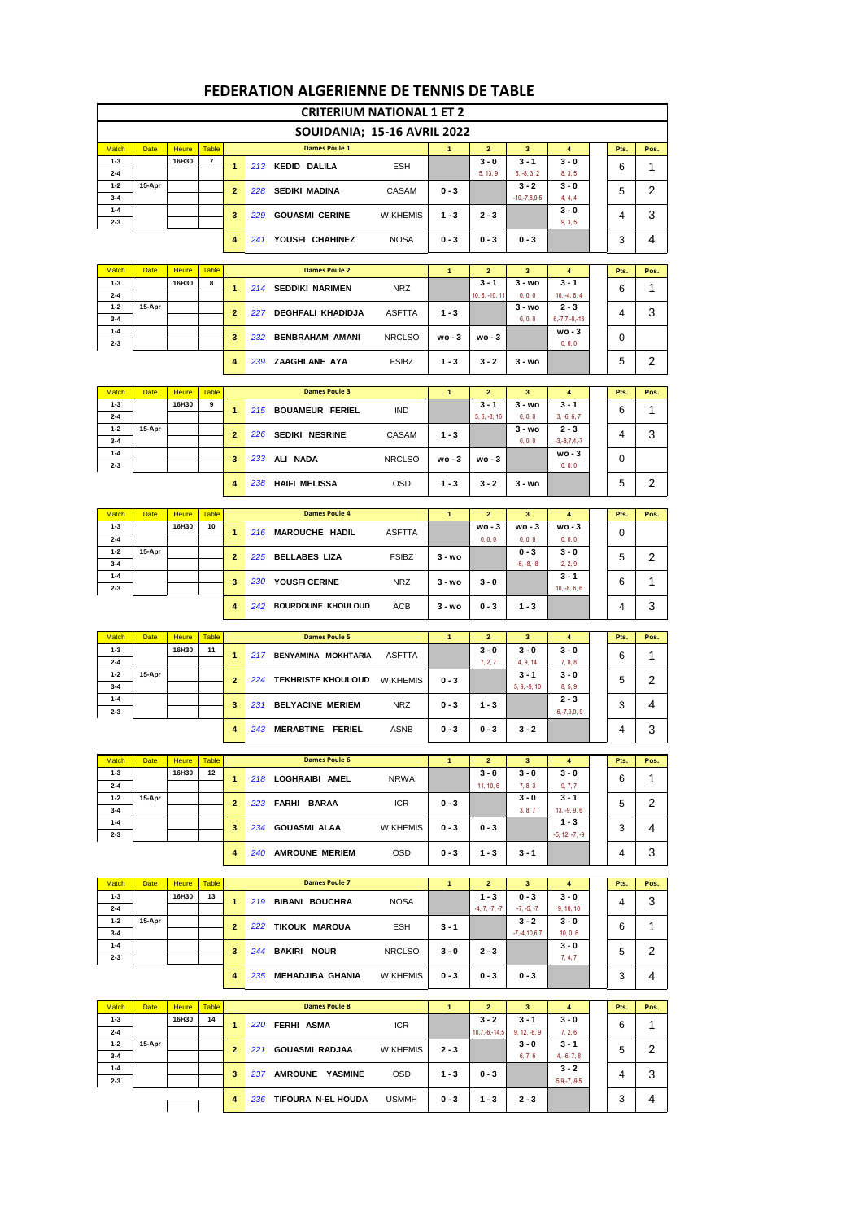# FEDERATION ALGERIENNE DE TENNIS DE TABLE

## CRITERIUM NATIONAL 1 ET 2

## SOUIDANIA; 15-16 AVRIL 2022

| Match | Date | Heure | Table | | | Dames Poule 1 | | 1 | 2 | 3 | 4 | Pts. | Pos. |
|---|---|---|---|---|---|---|---|---|---|---|---|---|---|
| 1-3 | | 16H30 | 7 | 1 | 213 | KEDID DALILA | ESH | | 3 - 0 (5, 13, 9) | 3 - 1 (5, -8, 3, 2) | 3 - 0 (8, 3, 5) | 6 | 1 |
| 2-4 | | | | | | | | | | | | | |
| 1-2 | 15-Apr | | | 2 | 228 | SEDIKI MADINA | CASAM | 0 - 3 | | 3 - 2 (-10,-7,8,9,5) | 3 - 0 (4, 4, 4) | 5 | 2 |
| 3-4 | | | | | | | | | | | | | |
| 1-4 | | | | 3 | 229 | GOUASMI CERINE | W.KHEMIS | 1 - 3 | 2 - 3 | | 3 - 0 (9, 3, 5) | 4 | 3 |
| 2-3 | | | | | | | | | | | | | |
| | | | | 4 | 241 | YOUSFI CHAHINEZ | NOSA | 0 - 3 | 0 - 3 | 0 - 3 | | 3 | 4 |

| Match | Date | Heure | Table | | | Dames Poule 2 | | 1 | 2 | 3 | 4 | Pts. | Pos. |
|---|---|---|---|---|---|---|---|---|---|---|---|---|---|
| 1-3 | | 16H30 | 8 | 1 | 214 | SEDDIKI NARIMEN | NRZ | | 3 - 1 (10, 6, -10, 11) | 3 - wo (0, 0, 0) | 3 - 1 (10, -4, 6, 4) | 6 | 1 |
| 2-4 | | | | | | | | | | | | | |
| 1-2 | 15-Apr | | | 2 | 227 | DEGHFALI KHADIDJA | ASFTTA | 1 - 3 | | 3 - wo (0, 0, 0) | 2 - 3 (6,-7,7,-8,-13) | 4 | 3 |
| 3-4 | | | | | | | | | | | | | |
| 1-4 | | | | 3 | 232 | BENBRAHAM AMANI | NRCLSO | wo - 3 | wo - 3 | | wo - 3 (0, 0, 0) | 0 | |
| 2-3 | | | | | | | | | | | | | |
| | | | | 4 | 239 | ZAAGHLANE AYA | FSIBZ | 1 - 3 | 3 - 2 | 3 - wo | | 5 | 2 |

| Match | Date | Heure | Table | | | Dames Poule 3 | | 1 | 2 | 3 | 4 | Pts. | Pos. |
|---|---|---|---|---|---|---|---|---|---|---|---|---|---|
| 1-3 | | 16H30 | 9 | 1 | 215 | BOUAMEUR FERIEL | IND | | 3 - 1 (5, 6, -8, 16) | 3 - wo (0, 0, 0) | 3 - 1 (3, -6, 6, 7) | 6 | 1 |
| 2-4 | | | | | | | | | | | | | |
| 1-2 | 15-Apr | | | 2 | 226 | SEDIKI NESRINE | CASAM | 1 - 3 | | 3 - wo (0, 0, 0) | 2 - 3 (-3,-8,7,4,-7) | 4 | 3 |
| 3-4 | | | | | | | | | | | | | |
| 1-4 | | | | 3 | 233 | ALI NADA | NRCLSO | wo - 3 | wo - 3 | | wo - 3 (0, 0, 0) | 0 | |
| 2-3 | | | | | | | | | | | | | |
| | | | | 4 | 238 | HAIFI MELISSA | OSD | 1 - 3 | 3 - 2 | 3 - wo | | 5 | 2 |

| Match | Date | Heure | Table | | | Dames Poule 4 | | 1 | 2 | 3 | 4 | Pts. | Pos. |
|---|---|---|---|---|---|---|---|---|---|---|---|---|---|
| 1-3 | | 16H30 | 10 | 1 | 216 | MAROUCHE HADIL | ASFTTA | | wo - 3 (0, 0, 0) | wo - 3 (0, 0, 0) | wo - 3 (0, 0, 0) | 0 | |
| 2-4 | | | | | | | | | | | | | |
| 1-2 | 15-Apr | | | 2 | 225 | BELLABES LIZA | FSIBZ | 3 - wo | | 0 - 3 (-6, -8, -8) | 3 - 0 (2, 2, 9) | 5 | 2 |
| 3-4 | | | | | | | | | | | | | |
| 1-4 | | | | 3 | 230 | YOUSFI CERINE | NRZ | 3 - wo | 3 - 0 | | 3 - 1 (10, -8, 6, 6) | 6 | 1 |
| 2-3 | | | | | | | | | | | | | |
| | | | | 4 | 242 | BOURDOUNE KHOULOUD | ACB | 3 - wo | 0 - 3 | 1 - 3 | | 4 | 3 |

| Match | Date | Heure | Table | | | Dames Poule 5 | | 1 | 2 | 3 | 4 | Pts. | Pos. |
|---|---|---|---|---|---|---|---|---|---|---|---|---|---|
| 1-3 | | 16H30 | 11 | 1 | 217 | BENYAMINA MOKHTARIA | ASFTTA | | 3 - 0 (7, 2, 7) | 3 - 0 (4, 9, 14) | 3 - 0 (7, 8, 8) | 6 | 1 |
| 2-4 | | | | | | | | | | | | | |
| 1-2 | 15-Apr | | | 2 | 224 | TEKHRISTE KHOULOUD | W,KHEMIS | 0 - 3 | | 3 - 1 (5, 9, -9, 10) | 3 - 0 (8, 5, 9) | 5 | 2 |
| 3-4 | | | | | | | | | | | | | |
| 1-4 | | | | 3 | 231 | BELYACINE MERIEM | NRZ | 0 - 3 | 1 - 3 | | 2 - 3 (-6,-7,9,9,-9) | 3 | 4 |
| 2-3 | | | | | | | | | | | | | |
| | | | | 4 | 243 | MERABTINE FERIEL | ASNB | 0 - 3 | 0 - 3 | 3 - 2 | | 4 | 3 |

| Match | Date | Heure | Table | | | Dames Poule 6 | | 1 | 2 | 3 | 4 | Pts. | Pos. |
|---|---|---|---|---|---|---|---|---|---|---|---|---|---|
| 1-3 | | 16H30 | 12 | 1 | 218 | LOGHRAIBI AMEL | NRWA | | 3 - 0 (11, 10, 6) | 3 - 0 (7, 8, 3) | 3 - 0 (9, 7, 7) | 6 | 1 |
| 2-4 | | | | | | | | | | | | | |
| 1-2 | 15-Apr | | | 2 | 223 | FARHI BARAA | ICR | 0 - 3 | | 3 - 0 (3, 8, 7) | 3 - 1 (13, -9, 9, 6) | 5 | 2 |
| 3-4 | | | | | | | | | | | | | |
| 1-4 | | | | 3 | 234 | GOUASMI ALAA | W.KHEMIS | 0 - 3 | 0 - 3 | | 1 - 3 (-5, 12, -7, -9) | 3 | 4 |
| 2-3 | | | | | | | | | | | | | |
| | | | | 4 | 240 | AMROUNE MERIEM | OSD | 0 - 3 | 1 - 3 | 3 - 1 | | 4 | 3 |

| Match | Date | Heure | Table | | | Dames Poule 7 | | 1 | 2 | 3 | 4 | Pts. | Pos. |
|---|---|---|---|---|---|---|---|---|---|---|---|---|---|
| 1-3 | | 16H30 | 13 | 1 | 219 | BIBANI BOUCHRA | NOSA | | 1 - 3 (-4, 7, -7, -7) | 0 - 3 (-7, -5, -7) | 3 - 0 (9, 10, 10) | 4 | 3 |
| 2-4 | | | | | | | | | | | | | |
| 1-2 | 15-Apr | | | 2 | 222 | TIKOUK MAROUA | ESH | 3 - 1 | | 3 - 2 (-7,-4,10,6,7) | 3 - 0 (10, 0, 6) | 6 | 1 |
| 3-4 | | | | | | | | | | | | | |
| 1-4 | | | | 3 | 244 | BAKIRI NOUR | NRCLSO | 3 - 0 | 2 - 3 | | 3 - 0 (7, 4, 7) | 5 | 2 |
| 2-3 | | | | | | | | | | | | | |
| | | | | 4 | 235 | MEHADJIBA GHANIA | W.KHEMIS | 0 - 3 | 0 - 3 | 0 - 3 | | 3 | 4 |

| Match | Date | Heure | Table | | | Dames Poule 8 | | 1 | 2 | 3 | 4 | Pts. | Pos. |
|---|---|---|---|---|---|---|---|---|---|---|---|---|---|
| 1-3 | | 16H30 | 14 | 1 | 220 | FERHI ASMA | ICR | | 3 - 2 (10,7,-6,-14,5) | 3 - 1 (9, 12, -8, 9) | 3 - 0 (7, 2, 6) | 6 | 1 |
| 2-4 | | | | | | | | | | | | | |
| 1-2 | 15-Apr | | | 2 | 221 | GOUASMI RADJAA | W.KHEMIS | 2 - 3 | | 3 - 0 (6, 7, 6) | 3 - 1 (4, -6, 7, 8) | 5 | 2 |
| 3-4 | | | | | | | | | | | | | |
| 1-4 | | | | 3 | 237 | AMROUNE YASMINE | OSD | 1 - 3 | 0 - 3 | | 3 - 2 (5,9,-7,-9,5) | 4 | 3 |
| 2-3 | | | | | | | | | | | | | |
| | | | | 4 | 236 | TIFOURA N-EL HOUDA | USMMH | 0 - 3 | 1 - 3 | 2 - 3 | | 3 | 4 |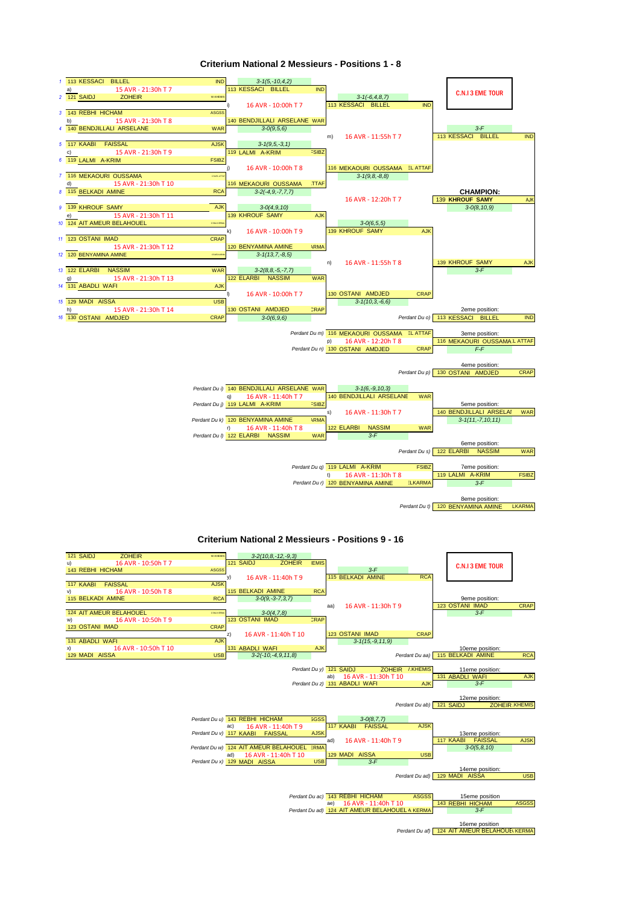# Criterium National 2 Messieurs - Positions 1 - 8

**C.N.I 3 EME TOUR**

## Tableau principal

| # | Joueur | Club |
|---|---|---|
| 1 | 113 KESSACI BILLEL | IND |
| 2 | 121 SAIDJ ZOHEIR | W.KHEMIS |
| 3 | 143 REBHI HICHAM | ASGSS |
| 4 | 140 BENDJILLALI ARSELANE | WAR |
| 5 | 117 KAABI FAISSAL | AJSK |
| 6 | 119 LALMI A-KRIM | FSIBZ |
| 7 | 116 MEKAOURI OUSSAMA | CHABAB EL ATTAF |
| 8 | 115 BELKADI AMINE | RCA |
| 9 | 139 KHROUF SAMY | AJK |
| 10 | 124 AIT AMEUR BELAHOUEL | CHABAB KERMA |
| 11 | 123 OSTANI IMAD | CRAP |
| 12 | 120 BENYAMINA AMINE | CHABAB KERMA |
| 13 | 122 ELARBI NASSIM | WAR |
| 14 | 131 ABADLI WAFI | AJK |
| 15 | 129 MADI AISSA | USB |
| 16 | 130 OSTANI AMDJED | CRAP |

### 1er tour (15 AVR - 21:30h)

| Match | Horaire | Rencontre | Vainqueur | Score |
|---|---|---|---|---|
| a) | 15 AVR - 21:30h T 7 | 113 KESSACI BILLEL – 121 SAIDJ ZOHEIR | 113 KESSACI BILLEL (IND) | 3-1(5,-10,4,2) |
| b) | 15 AVR - 21:30h T 8 | 143 REBHI HICHAM – 140 BENDJILLALI ARSELANE | 140 BENDJILLALI ARSELANE (WAR) | 3-0(9,5,6) |
| c) | 15 AVR - 21:30h T 9 | 117 KAABI FAISSAL – 119 LALMI A-KRIM | 119 LALMI A-KRIM (FSIBZ) | 3-1(9,5,-3,1) |
| d) | 15 AVR - 21:30h T 10 | 116 MEKAOURI OUSSAMA – 115 BELKADI AMINE | 116 MEKAOURI OUSSAMA (EL ATTAF) | 3-2(-4,9,-7,7,7) |
| e) | 15 AVR - 21:30h T 11 | 139 KHROUF SAMY – 124 AIT AMEUR BELAHOUEL | 139 KHROUF SAMY (AJK) | 3-0(4,9,10) |
| f) | 15 AVR - 21:30h T 12 | 123 OSTANI IMAD – 120 BENYAMINA AMINE | 120 BENYAMINA AMINE (KERMA) | 3-1(13,7,-8,5) |
| g) | 15 AVR - 21:30h T 13 | 122 ELARBI NASSIM – 131 ABADLI WAFI | 122 ELARBI NASSIM (WAR) | 3-2(8,8,-5,-7,7) |
| h) | 15 AVR - 21:30h T 14 | 129 MADI AISSA – 130 OSTANI AMDJED | 130 OSTANI AMDJED (CRAP) | 3-0(6,9,6) |

### Quarts de finale (16 AVR - 10:00h)

| Match | Horaire | Rencontre | Vainqueur | Score |
|---|---|---|---|---|
| i) | 16 AVR - 10:00h T 7 | 113 KESSACI BILLEL – 140 BENDJILLALI ARSELANE | 113 KESSACI BILLEL (IND) | 3-1(-6,4,8,7) |
| j) | 16 AVR - 10:00h T 8 | 119 LALMI A-KRIM – 116 MEKAOURI OUSSAMA | 116 MEKAOURI OUSSAMA (EL ATTAF) | 3-1(9,8,-8,8) |
| k) | 16 AVR - 10:00h T 9 | 139 KHROUF SAMY – 120 BENYAMINA AMINE | 139 KHROUF SAMY (AJK) | 3-0(6,5,5) |
| l) | 16 AVR - 10:00h T 7 | 122 ELARBI NASSIM – 130 OSTANI AMDJED | 130 OSTANI AMDJED (CRAP) | 3-1(10,3,-6,6) |

### Demi-finales

| Match | Horaire | Rencontre | Vainqueur | Score |
|---|---|---|---|---|
| m) | 16 AVR - 11:55h T 7 | 113 KESSACI BILLEL – 116 MEKAOURI OUSSAMA | 113 KESSACI BILLEL (IND) | 3-F |
| n) | 16 AVR - 11:55h T 8 | 139 KHROUF SAMY – 130 OSTANI AMDJED | 139 KHROUF SAMY (AJK) | 3-F |

### Finale

| Horaire | Rencontre | Vainqueur | Score |
|---|---|---|---|
| 16 AVR - 12:20h T 7 | 113 KESSACI BILLEL – 139 KHROUF SAMY | **CHAMPION: 139 KHROUF SAMY (AJK)** | 3-0(8,10,9) |

2eme position: 113 KESSACI BILLEL (IND) — Perdant Du o)

### Match pour la 3eme place

| Match | Horaire | Rencontre | Score |
|---|---|---|---|
| p) | 16 AVR - 12:20h T 8 | Perdant Du m) 116 MEKAOURI OUSSAMA (EL ATTAF) – Perdant Du n) 130 OSTANI AMDJED (CRAP) | F-F |

3eme position: 116 MEKAOURI OUSSAMA (EL ATTAF)

4eme position: 130 OSTANI AMDJED (CRAP) — Perdant Du p)

### Places 5 - 8

| Match | Horaire | Rencontre | Vainqueur | Score |
|---|---|---|---|---|
| q) | 16 AVR - 11:40h T 7 | Perdant Du i) 140 BENDJILLALI ARSELANE (WAR) – Perdant Du j) 119 LALMI A-KRIM (FSIBZ) | 140 BENDJILLALI ARSELANE (WAR) | 3-1(6,-9,10,3) |
| r) | 16 AVR - 11:40h T 8 | Perdant Du k) 120 BENYAMINA AMINE (KERMA) – Perdant Du l) 122 ELARBI NASSIM (WAR) | 122 ELARBI NASSIM (WAR) | 3-F |
| s) | 16 AVR - 11:30h T 7 | 140 BENDJILLALI ARSELANE – 122 ELARBI NASSIM | 5eme position: 140 BENDJILLALI ARSELANE (WAR) | 3-1(11,-7,10,11) |
| t) | 16 AVR - 11:30h T 8 | Perdant Du q) 119 LALMI A-KRIM (FSIBZ) – Perdant Du r) 120 BENYAMINA AMINE (KERMA) | 7eme position: 119 LALMI A-KRIM (FSIBZ) | 3-F |

6eme position: 122 ELARBI NASSIM (WAR) — Perdant Du s)

8eme position: 120 BENYAMINA AMINE (KERMA) — Perdant Du t)

# Criterium National 2 Messieurs - Positions 9 - 16

**C.N.I 3 EME TOUR**

### 1er tour (16 AVR - 10:50h)

| Match | Horaire | Rencontre | Vainqueur | Score |
|---|---|---|---|---|
| u) | 16 AVR - 10:50h T 7 | 121 SAIDJ ZOHEIR – 143 REBHI HICHAM | 121 SAIDJ ZOHEIR (W.KHEMIS) | 3-2(10,8,-12,-9,3) |
| v) | 16 AVR - 10:50h T 8 | 117 KAABI FAISSAL – 115 BELKADI AMINE | 115 BELKADI AMINE (RCA) | 3-0(9,-3,7,3,7) |
| w) | 16 AVR - 10:50h T 9 | 124 AIT AMEUR BELAHOUEL – 123 OSTANI IMAD | 123 OSTANI IMAD (CRAP) | 3-0(4,7,8) |
| x) | 16 AVR - 10:50h T 10 | 131 ABADLI WAFI – 129 MADI AISSA | 131 ABADLI WAFI (AJK) | 3-2(-10,-4,9,11,8) |

### Tours suivants

| Match | Horaire | Rencontre | Vainqueur | Score |
|---|---|---|---|---|
| y) | 16 AVR - 11:40h T 9 | 121 SAIDJ ZOHEIR – 115 BELKADI AMINE | 115 BELKADI AMINE (RCA) | 3-F |
| z) | 16 AVR - 11:40h T 10 | 123 OSTANI IMAD – 131 ABADLI WAFI | 123 OSTANI IMAD (CRAP) | 3-1(15,-9,11,9) |
| aa) | 16 AVR - 11:30h T 9 | 115 BELKADI AMINE – 123 OSTANI IMAD | 9eme position: 123 OSTANI IMAD (CRAP) | 3-F |
| ab) | 16 AVR - 11:30h T 10 | Perdant Du y) 121 SAIDJ ZOHEIR (W.KHEMIS) – Perdant Du z) 131 ABADLI WAFI (AJK) | 11eme position: 131 ABADLI WAFI (AJK) | 3-F |

10eme position: 115 BELKADI AMINE (RCA) — Perdant Du aa)

12eme position: 121 SAIDJ ZOHEIR (W.KHEMIS) — Perdant Du ab)

### Places 13 - 16

| Match | Horaire | Rencontre | Vainqueur | Score |
|---|---|---|---|---|
| ac) | 16 AVR - 11:40h T 9 | Perdant Du u) 143 REBHI HICHAM (ASGSS) – Perdant Du v) 117 KAABI FAISSAL (AJSK) | 117 KAABI FAISSAL (AJSK) | 3-0(8,7,7) |
| ad) | 16 AVR - 11:40h T 10 | Perdant Du w) 124 AIT AMEUR BELAHOUEL (KERMA) – Perdant Du x) 129 MADI AISSA (USB) | 129 MADI AISSA (USB) | 3-F |
| ad) | 16 AVR - 11:40h T 9 | 117 KAABI FAISSAL – 129 MADI AISSA | 13eme position: 117 KAABI FAISSAL (AJSK) | 3-0(5,8,10) |
| ae) | 16 AVR - 11:40h T 10 | Perdant Du ac) 143 REBHI HICHAM (ASGSS) – Perdant Du ad) 124 AIT AMEUR BELAHOUEL (KERMA) | 15eme position: 143 REBHI HICHAM (ASGSS) | 3-F |

14eme position: 129 MADI AISSA (USB) — Perdant Du ad)

16eme position: 124 AIT AMEUR BELAHOUEL (KERMA) — Perdant Du af)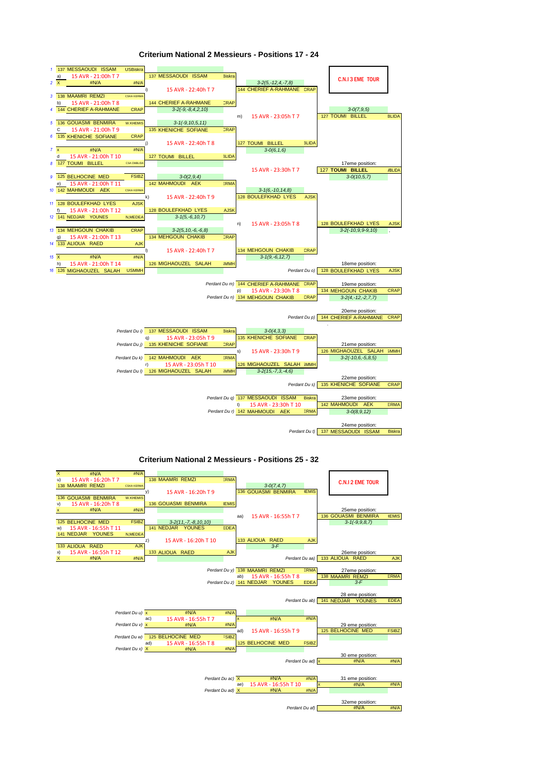# Criterium National 2 Messieurs - Positions 17 - 24

**C.N.I 3 EME TOUR**

## Premier tour

| # | Joueur | Club | Match |
|---|---|---|---|
| 1 | 137 MESSAOUDI ISSAM | USBiskra | a) 15 AVR - 21:00h T 7 |
| 2 | X #N/A | #N/A | |
| 3 | 138 MAAMRI REMZI | CSKA KERMA | b) 15 AVR - 21:00h T 8 |
| 4 | 144 CHERIEF A-RAHMANE | CRAP | |
| 5 | 136 GOUASMI BENMIRA | W.KHEMIS | C 15 AVR - 21:00h T 9 |
| 6 | 135 KHENICHE SOFIANE | CRAP | |
| 7 | x #N/A | #N/A | d 15 AVR - 21:00h T 10 |
| 8 | 127 TOUMI BILLEL | CSA DMBLIDA | |
| 9 | 125 BELHOCINE MED | FSIBZ | e) 15 AVR - 21:00h T 11 |
| 10 | 142 MAHMOUDI AEK | CSKA KERMA | |
| 11 | 128 BOULEFKHAD LYES | AJSK | f) 15 AVR - 21:00h T 12 |
| 12 | 141 NEDJAR YOUNES | N,MEDEA | |
| 13 | 134 MEHGOUN CHAKIB | CRAP | g) 15 AVR - 21:00h T 13 |
| 14 | 133 ALIOUA RAED | AJK | |
| 15 | X #N/A | #N/A | h) 15 AVR - 21:00h T 14 |
| 16 | 126 MIGHAOUZEL SALAH | USMMH | |

## Deuxième tour

| Match | Joueur 1 | Joueur 2 | Score |
|---|---|---|---|
| i) 15 AVR - 22:40h T 7 | 137 MESSAOUDI ISSAM (Biskra) | 144 CHERIEF A-RAHMANE (CRAP) | 3-2(-9,-8,4,2,10) |
| j) 15 AVR - 22:40h T 8 | 135 KHENICHE SOFIANE (CRAP) | 127 TOUMI BILLEL (BLIDA) | 3-1(-9,10,5,11) |
| k) 15 AVR - 22:40h T 9 | 142 MAHMOUDI AEK (KERMA) | 128 BOULEFKHAD LYES (AJSK) | 3-0(2,9,4) / 3-1(5,-6,10,7) |
| l) 15 AVR - 22:40h T 7 | 134 MEHGOUN CHAKIB (CRAP) | 126 MIGHAOUZEL SALAH (USMMH) | 3-2(5,10,-6,-6,8) |

## Troisième tour

| Match | Joueur 1 | Joueur 2 | Score |
|---|---|---|---|
| m) 15 AVR - 23:05h T 7 | 144 CHERIEF A-RAHMANE (CRAP) | 127 TOUMI BILLEL (BLIDA) | 3-2(5,-12,4,-7,8) / 3-0(6,1,6) |
| n) 15 AVR - 23:05h T 8 | 128 BOULEFKHAD LYES (AJSK) | 134 MEHGOUN CHAKIB (CRAP) | 3-1(6,-10,14,8) / 3-1(9,-6,12,7) |

## Finale (o) 15 AVR - 23:30h T 7

127 TOUMI BILLEL (BLIDA) – 128 BOULEFKHAD LYES (AJSK) : 3-0(7,9,5)

- 17eme position: 127 **TOUMI BILLEL** (BLIDA) 3-0(10,5,7)
- 18eme position: 128 BOULEFKHAD LYES (AJSK) 3-2(-10,9,9-9,10)

## Places 19-20

p) 15 AVR - 23:30h T 8 : Perdant Du m) 144 CHERIEF A-RAHMANE (CRAP) – Perdant Du n) 134 MEHGOUN CHAKIB (CRAP)

- 19eme position: 134 MEHGOUN CHAKIB (CRAP) 3-2(4,-12,-2,7,7)
- 20eme position: 144 CHERIEF A-RAHMANE (CRAP)

## Places 21-24

| Match | Joueur 1 | Joueur 2 | Score |
|---|---|---|---|
| q) 15 AVR - 23:05h T 9 | Perdant Du i) 137 MESSAOUDI ISSAM (Biskra) | Perdant Du j) 135 KHENICHE SOFIANE (CRAP) | 3-0(4,3,3) |
| r) 15 AVR - 23:05h T 10 | Perdant Du k) 142 MAHMOUDI AEK (KERMA) | Perdant Du l) 126 MIGHAOUZEL SALAH (USMMH) | 3-2(15,-7,3,-4,6) |
| s) 15 AVR - 23:30h T 9 | 135 KHENICHE SOFIANE (CRAP) | 126 MIGHAOUZEL SALAH (USMMH) | 3-2(-10,6,-5,8,5) |
| t) 15 AVR - 23:30h T 10 | Perdant Du q) 137 MESSAOUDI ISSAM (Biskra) | Perdant Du r) 142 MAHMOUDI AEK (KERMA) | 3-0(8,9,12) |

- 21eme position: 126 MIGHAOUZEL SALAH (USMMH) 3-2(-10,6,-5,8,5)
- 22eme position: Perdant Du s) 135 KHENICHE SOFIANE (CRAP)
- 23eme position: 142 MAHMOUDI AEK (KERMA) 3-0(8,9,12)
- 24eme position: Perdant Du t) 137 MESSAOUDI ISSAM (Biskra)

# Criterium National 2 Messieurs - Positions 25 - 32

**C.N.I 2 EME TOUR**

## Premier tour

| Match | Joueur 1 | Joueur 2 |
|---|---|---|
| u) 15 AVR - 16:20h T 7 | X #N/A (#N/A) | 138 MAAMRI REMZI (CSKA KERMA) |
| v) 15 AVR - 16:20h T 8 | 136 GOUASMI BENMIRA (W.KHEMIS) | x #N/A (#N/A) |
| w) 15 AVR - 16:55h T 11 | 125 BELHOCINE MED (FSIBZ) | 141 NEDJAR YOUNES (N,MEDEA) |
| x) 15 AVR - 16:55h T 12 | 133 ALIOUA RAED (AJK) | X #N/A (#N/A) |

## Deuxième tour

| Match | Joueur 1 | Joueur 2 | Score |
|---|---|---|---|
| y) 15 AVR - 16:20h T 9 | 138 MAAMRI REMZI (KERMA) | 136 GOUASMI BENMIRA (KHEMIS) | |
| z) 15 AVR - 16:20h T 10 | 141 NEDJAR YOUNES (MEDEA) | 133 ALIOUA RAED (AJK) | 3-2(11,-7,-8,10,10) |

## Finale (aa) 15 AVR - 16:55h T 7

136 GOUASMI BENMIRA (KHEMIS) – 133 ALIOUA RAED (AJK) : 3-0(7,4,7) / 3-F

- 25eme position: 136 GOUASMI BENMIRA (KHEMIS) 3-1(-9,9,8,7)
- 26eme position: Perdant Du aa) 133 ALIOUA RAED (AJK)

## Places 27-28

ab) 15 AVR - 16:55h T 8 : Perdant Du y) 138 MAAMRI REMZI (KERMA) – Perdant Du z) 141 NEDJAR YOUNES (MEDEA)

- 27eme position: 138 MAAMRI REMZI (KERMA) 3-F
- 28 eme position: Perdant Du ab) 141 NEDJAR YOUNES (MEDEA)

## Places 29-32

| Match | Joueur 1 | Joueur 2 |
|---|---|---|
| ac) 15 AVR - 16:55h T 7 | Perdant Du u) x #N/A | Perdant Du v) x #N/A |
| ad) 15 AVR - 16:55h T 8 | Perdant Du w) 125 BELHOCINE MED (FSIBZ) | Perdant Du x) X #N/A |
| ad) 15 AVR - 16:55h T 9 | x #N/A | 125 BELHOCINE MED (FSIBZ) |
| ae) 15 AVR - 16:55h T 10 | Perdant Du ac) X #N/A | Perdant Du ad) X #N/A |

- 29 eme position: 125 BELHOCINE MED (FSIBZ)
- 30 eme position: Perdant Du ad) x #N/A
- 31 eme position: x #N/A
- 32eme position: Perdant Du af) #N/A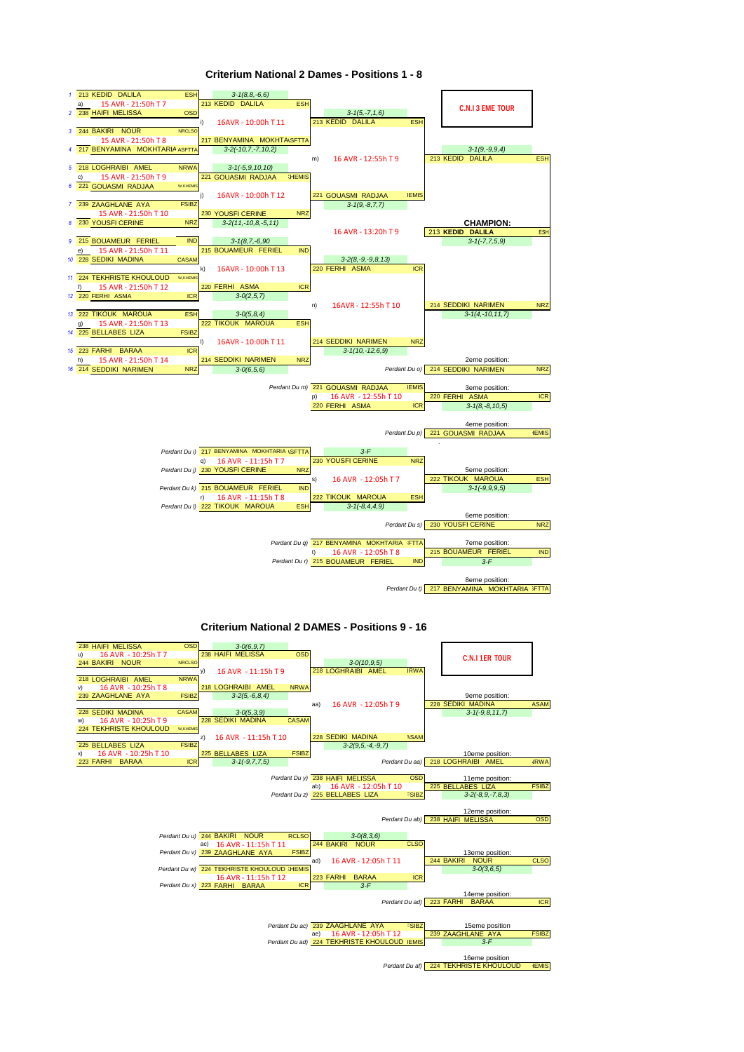## Criterium National 2 Dames - Positions 1 - 8

**C.N.I 3 EME TOUR**

### Premier tour

| Match | Joueuse 1 | Club | Joueuse 2 | Club | Horaire | Vainqueur | Score |
|---|---|---|---|---|---|---|---|
| a) | 1 — 213 KEDID DALILA | ESH | 2 — 238 HAIFI MELISSA | OSD | 15 AVR - 21:50h T 7 | 213 KEDID DALILA (ESH) | 3-1(8,8,-6,6) |
| b) | 3 — 244 BAKIRI NOUR | NRCLSO | 4 — 217 BENYAMINA MOKHTARIA | ASFTTA | 15 AVR - 21:50h T 8 | 217 BENYAMINA MOKHTARIA (ASFTTA) | 3-2(-10,7,-7,10,2) |
| c) | 5 — 218 LOGHRAIBI AMEL | NRWA | 6 — 221 GOUASMI RADJAA | W.KHEMIS | 15 AVR - 21:50h T 9 | 221 GOUASMI RADJAA (KHEMIS) | 3-1(-5,9,10,10) |
| d) | 7 — 239 ZAAGHLANE AYA | FSIBZ | 8 — 230 YOUSFI CERINE | NRZ | 15 AVR - 21:50h T 10 | 230 YOUSFI CERINE (NRZ) | 3-2(11,-10,8,-5,11) |
| e) | 9 — 215 BOUAMEUR FERIEL | IND | 10 — 228 SEDIKI MADINA | CASAM | 15 AVR - 21:50h T 11 | 215 BOUAMEUR FERIEL (IND) | 3-1(8,7,-6,90 |
| f) | 11 — 224 TEKHRISTE KHOULOUD | W.KHEMIS | 12 — 220 FERHI ASMA | ICR | 15 AVR - 21:50h T 12 | 220 FERHI ASMA (ICR) | 3-0(2,5,7) |
| g) | 13 — 222 TIKOUK MAROUA | ESH | 14 — 225 BELLABES LIZA | FSIBZ | 15 AVR - 21:50h T 13 | 222 TIKOUK MAROUA (ESH) | 3-0(5,8,4) |
| h) | 15 — 223 FARHI BARAA | ICR | 16 — 214 SEDDIKI NARIMEN | NRZ | 15 AVR - 21:50h T 14 | 214 SEDDIKI NARIMEN (NRZ) | 3-0(6,5,6) |

### Quarts de finale

| Match | Horaire | Vainqueur | Score |
|---|---|---|---|
| i) | 16AVR - 10:00h T 11 | 213 KEDID DALILA (ESH) | 3-1(5,-7,1,6) |
| j) | 16AVR - 10:00h T 12 | 221 GOUASMI RADJAA (IEMIS) | 3-1(9,-8,7,7) |
| k) | 16AVR - 10:00h T 13 | 220 FERHI ASMA (ICR) | 3-2(8,-9,-9,8,13) |
| l) | 16AVR - 10:00h T 11 | 214 SEDDIKI NARIMEN (NRZ) | 3-1(10,-12,6,9) |

### Demi-finales

| Match | Horaire | Vainqueur | Score |
|---|---|---|---|
| m) | 16 AVR - 12:55h T 9 | 213 KEDID DALILA (ESH) | 3-1(9,-9,9,4) |
| n) | 16AVR - 12:55h T 10 | 214 SEDDIKI NARIMEN (NRZ) | 3-1(4,-10,11,7) |

### Finale

16 AVR - 13:20h T 9

**CHAMPION:** 213 **KEDID DALILA** (ESH) — 3-1(-7,7,5,9)

2eme position: 214 SEDDIKI NARIMEN (NRZ) — Perdant Du o)

### Match pour la 3eme position

| Match | Joueuse 1 | Joueuse 2 | Horaire |
|---|---|---|---|
| p) | Perdant Du m) 221 GOUASMI RADJAA (IEMIS) | 220 FERHI ASMA (ICR) | 16 AVR - 12:55h T 10 |

3eme position: 220 FERHI ASMA (ICR) — 3-1(8,-8,10,5)

4eme position: 221 GOUASMI RADJAA (IEMIS) — Perdant Du p)

### Places 5 - 8

| Match | Joueuse 1 | Joueuse 2 | Horaire | Vainqueur | Score |
|---|---|---|---|---|---|
| q) | Perdant Du i) 217 BENYAMINA MOKHTARIA (ASFTTA) | Perdant Du j) 230 YOUSFI CERINE (NRZ) | 16 AVR - 11:15h T 7 | 230 YOUSFI CERINE (NRZ) | 3-F |
| r) | Perdant Du k) 215 BOUAMEUR FERIEL (IND) | Perdant Du l) 222 TIKOUK MAROUA (ESH) | 16 AVR - 11:15h T 8 | 222 TIKOUK MAROUA (ESH) | 3-1(-8,4,4,9) |
| s) | 230 YOUSFI CERINE (NRZ) | 222 TIKOUK MAROUA (ESH) | 16 AVR - 12:05h T 7 | 222 TIKOUK MAROUA (ESH) | 3-1(-9,9,9,5) |
| t) | Perdant Du q) 217 BENYAMINA MOKHTARIA (FTTA) | Perdant Du r) 215 BOUAMEUR FERIEL (IND) | 16 AVR - 12:05h T 8 | 215 BOUAMEUR FERIEL (IND) | 3-F |

5eme position: 222 TIKOUK MAROUA (ESH) — 3-1(-9,9,9,5)

6eme position: 230 YOUSFI CERINE (NRZ) — Perdant Du s)

7eme position: 215 BOUAMEUR FERIEL (IND) — 3-F

8eme position: 217 BENYAMINA MOKHTARIA (FTTA) — Perdant Du t)

## Criterium National 2 DAMES - Positions 9 - 16

**C.N.I 1ER TOUR**

### Premier tour

| Match | Joueuse 1 | Club | Joueuse 2 | Club | Horaire | Vainqueur | Score |
|---|---|---|---|---|---|---|---|
| u) | 238 HAIFI MELISSA | OSD | 244 BAKIRI NOUR | NRCLSO | 16 AVR - 10:25h T 7 | 238 HAIFI MELISSA (OSD) | 3-0(6,9,7) |
| v) | 218 LOGHRAIBI AMEL | NRWA | 239 ZAAGHLANE AYA | FSIBZ | 16 AVR - 10:25h T 8 | 218 LOGHRAIBI AMEL (NRWA) | 3-2(5,-6,8,4) |
| w) | 228 SEDIKI MADINA | CASAM | 224 TEKHRISTE KHOULOUD | W.KHEMIS | 16 AVR - 10:25h T 9 | 228 SEDIKI MADINA (CASAM) | 3-0(5,3,9) |
| x) | 225 BELLABES LIZA | FSIBZ | 223 FARHI BARAA | ICR | 16 AVR - 10:25h T 10 | 225 BELLABES LIZA (FSIBZ) | 3-1(-9,7,7,5) |

### Demi-finales

| Match | Horaire | Vainqueur | Score |
|---|---|---|---|
| y) | 16 AVR - 11:15h T 9 | 218 LOGHRAIBI AMEL (IRWA) | 3-0(10,9,5) |
| z) | 16 AVR - 11:15h T 10 | 228 SEDIKI MADINA (ASAM) | 3-2(9,5,-4,-9,7) |

### Finale

| Match | Horaire |
|---|---|
| aa) | 16 AVR - 12:05h T 9 |

9eme position: 228 SEDIKI MADINA (ASAM) — 3-1(-9,8,9,11,7)

10eme position: 218 LOGHRAIBI AMEL (IRWA) — Perdant Du aa)

### Places 11 - 12

| Match | Joueuse 1 | Joueuse 2 | Horaire |
|---|---|---|---|
| ab) | Perdant Du y) 238 HAIFI MELISSA (OSD) | Perdant Du z) 225 BELLABES LIZA (FSIBZ) | 16 AVR - 12:05h T 10 |

11eme position: 225 BELLABES LIZA (FSIBZ) — 3-2(-8,9,-7,8,3)

12eme position: 238 HAIFI MELISSA (OSD) — Perdant Du ab)

### Places 13 - 16

| Match | Joueuse 1 | Joueuse 2 | Horaire | Vainqueur | Score |
|---|---|---|---|---|---|
| ac) | Perdant Du u) 244 BAKIRI NOUR (RCLSO) | Perdant Du v) 239 ZAAGHLANE AYA (FSIBZ) | 16 AVR - 11:15h T 11 | 244 BAKIRI NOUR (CLSO) | 3-0(8,3,6) |
| | Perdant Du w) 224 TEKHRISTE KHOULOUD (KHEMIS) | Perdant Du x) 223 FARHI BARAA (ICR) | 16 AVR - 11:15h T 12 | 223 FARHI BARAA (ICR) | 3-F |
| ad) | 244 BAKIRI NOUR (CLSO) | 223 FARHI BARAA (ICR) | 16 AVR - 12:05h T 11 | 244 BAKIRI NOUR (CLSO) | 3-0(3,6,5) |
| ae) | Perdant Du ac) 239 ZAAGHLANE AYA (FSIBZ) | Perdant Du ad) 224 TEKHRISTE KHOULOUD (IEMIS) | 16 AVR - 12:05h T 12 | 239 ZAAGHLANE AYA (FSIBZ) | 3-F |

13eme position: 244 BAKIRI NOUR (CLSO) — 3-0(3,6,5)

14eme position: 223 FARHI BARAA (ICR) — Perdant Du ad)

15eme position: 239 ZAAGHLANE AYA (FSIBZ) — 3-F

16eme position: 224 TEKHRISTE KHOULOUD (IEMIS) — Perdant Du af)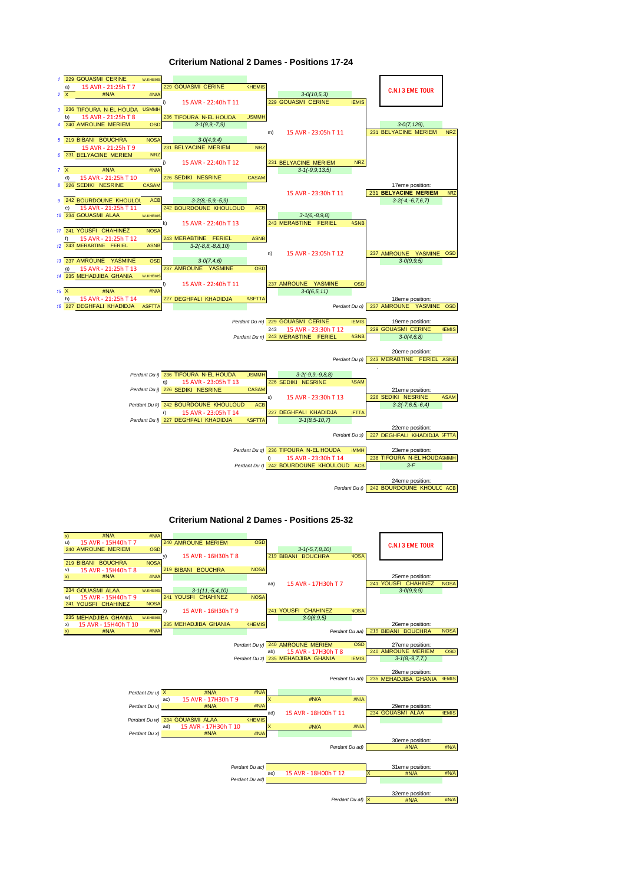# Criterium National 2 Dames - Positions 17-24

**C.N.I 3 EME TOUR**

### Premier tour

| N° | Joueuse | Club |
|---|---|---|
| 1 | 229 GOUASMI CERINE | W.KHEMIS |
| a) | 15 AVR - 21:25h T 7 | |
| 2 | X #N/A | #N/A |
| 3 | 236 TIFOURA N-EL HOUDA | USMMH |
| b) | 15 AVR - 21:25h T 8 | |
| 4 | 240 AMROUNE MERIEM | OSD |
| 5 | 219 BIBANI BOUCHRA | NOSA |
| c) | 15 AVR - 21:25h T 9 | |
| 6 | 231 BELYACINE MERIEM | NRZ |
| 7 | X #N/A | #N/A |
| d) | 15 AVR - 21:25h T 10 | |
| 8 | 226 SEDIKI NESRINE | CASAM |
| 9 | 242 BOURDOUNE KHOULOU | ACB |
| e) | 15 AVR - 21:25h T 11 | |
| 10 | 234 GOUASMI ALAA | W.KHEMIS |
| 11 | 241 YOUSFI CHAHINEZ | NOSA |
| f) | 15 AVR - 21:25h T 12 | |
| 12 | 243 MERABTINE FERIEL | ASNB |
| 13 | 237 AMROUNE YASMINE | OSD |
| g) | 15 AVR - 21:25h T 13 | |
| 14 | 235 MEHADJIBA GHANIA | W.KHEMIS |
| 15 | X #N/A | #N/A |
| h) | 15 AVR - 21:25h T 14 | |
| 16 | 227 DEGHFALI KHADIDJA | ASFTTA |

### Deuxième tour

| Match | Joueuse | Club | Score |
|---|---|---|---|
| i) 15 AVR - 22:40h T 11 | 229 GOUASMI CERINE | W.KHEMIS | |
| | 236 TIFOURA N-EL HOUDA | USMMH | 3-1(9,9,-7,9) |
| j) 15 AVR - 22:40h T 12 | 231 BELYACINE MERIEM | NRZ | 3-0(4,9,4) |
| | 226 SEDIKI NESRINE | CASAM | |
| k) 15 AVR - 22:40h T 13 | 242 BOURDOUNE KHOULOUD | ACB | 3-2(8,-5,9,-5,9) |
| | 243 MERABTINE FERIEL | ASNB | 3-2(-8,8,-8,8,10) |
| l) 15 AVR - 22:40h T 11 | 237 AMROUNE YASMINE | OSD | 3-0(7,4,6) |
| | 227 DEGHFALI KHADIDJA | ASFTTA | |

### Troisième tour

| Match | Joueuse | Club | Score |
|---|---|---|---|
| m) 15 AVR - 23:05h T 11 | 229 GOUASMI CERINE | W.KHEMIS | 3-0(10,5,3) |
| | 231 BELYACINE MERIEM | NRZ | 3-1(-9,9,13,5) |
| n) 15 AVR - 23:05h T 12 | 243 MERABTINE FERIEL | ASNB | 3-1(6,-8,9,8) |
| | 237 AMROUNE YASMINE | OSD | 3-0(6,5,11) |

### Finale et classement

| Match | Joueuse | Club | Score |
|---|---|---|---|
| o) 15 AVR - 23:30h T 11 | 231 BELYACINE MERIEM | NRZ | 3-0(7,1,2,9) |
| | 237 AMROUNE YASMINE | OSD | 3-0(9,9,5) |
| 17eme position | **231 BELYACINE MERIEM** | **NRZ** | 3-2(-4,-6,7,6,7) |
| 18eme position (Perdant Du o) | 237 AMROUNE YASMINE | OSD | |
| p) 15 AVR - 23:30h T 12 (Perdant Du m) | 229 GOUASMI CERINE | W.KHEMIS | |
| (Perdant Du n) | 243 MERABTINE FERIEL | ASNB | |
| 19eme position | 229 GOUASMI CERINE | W.KHEMIS | 3-0(4,6,8) |
| 20eme position (Perdant Du p) | 243 MERABTINE FERIEL | ASNB | |

| Match | Joueuse | Club | Score |
|---|---|---|---|
| q) 15 AVR - 23:05h T 13 (Perdant Du i) | 236 TIFOURA N-EL HOUDA | USMMH | |
| (Perdant Du j) | 226 SEDIKI NESRINE | CASAM | 3-2(-9,9,-9,8,8) |
| r) 15 AVR - 23:05h T 14 (Perdant Du k) | 242 BOURDOUNE KHOULOUD | ACB | |
| (Perdant Du l) | 227 DEGHFALI KHADIDJA | ASFTTA | 3-1(8,5-10,7) |
| s) 15 AVR - 23:30h T 13 | 226 SEDIKI NESRINE | CASAM | |
| | 227 DEGHFALI KHADIDJA | ASFTTA | |
| 21eme position | 226 SEDIKI NESRINE | CASAM | 3-2(-7,6,5,-6,4) |
| 22eme position (Perdant Du s) | 227 DEGHFALI KHADIDJA | ASFTTA | |
| t) 15 AVR - 23:30h T 14 (Perdant Du q) | 236 TIFOURA N-EL HOUDA | USMMH | |
| (Perdant Du r) | 242 BOURDOUNE KHOULOUD | ACB | |
| 23eme position | 236 TIFOURA N-EL HOUDA | USMMH | 3-F |
| 24eme position (Perdant Du t) | 242 BOURDOUNE KHOULOUD | ACB | |

# Criterium National 2 Dames - Positions 25-32

**C.N.I 3 EME TOUR**

### Premier tour

| Match | Joueuse | Club |
|---|---|---|
| u) 15 AVR - 15H40h T 7 | X #N/A | #N/A |
| | 240 AMROUNE MERIEM | OSD |
| v) 15 AVR - 15H40h T 8 | 219 BIBANI BOUCHRA | NOSA |
| | X #N/A | #N/A |
| w) 15 AVR - 15H40h T 9 | 234 GOUASMI ALAA | W.KHEMIS |
| | 241 YOUSFI CHAHINEZ | NOSA |
| x) 15 AVR - 15H40h T 10 | 235 MEHADJIBA GHANIA | W.KHEMIS |
| | X #N/A | #N/A |

### Deuxième tour

| Match | Joueuse | Club | Score |
|---|---|---|---|
| y) 15 AVR - 16H30h T 8 | 240 AMROUNE MERIEM | OSD | |
| | 219 BIBANI BOUCHRA | NOSA | |
| z) 15 AVR - 16H30h T 9 | 241 YOUSFI CHAHINEZ | NOSA | 3-1(11,-5,4,10) |
| | 235 MEHADJIBA GHANIA | W.KHEMIS | |

### Troisième tour

| Match | Joueuse | Club | Score |
|---|---|---|---|
| aa) 15 AVR - 17H30h T 7 | 219 BIBANI BOUCHRA | NOSA | 3-1(-5,7,8,10) |
| | 241 YOUSFI CHAHINEZ | NOSA | 3-0(6,9,5) |
| 25eme position | 241 YOUSFI CHAHINEZ | NOSA | 3-0(9,9,9) |
| 26eme position (Perdant Du aa) | 219 BIBANI BOUCHRA | NOSA | |
| ab) 15 AVR - 17H30h T 8 (Perdant Du y) | 240 AMROUNE MERIEM | OSD | |
| (Perdant Du z) | 235 MEHADJIBA GHANIA | W.KHEMIS | |
| 27eme position | 240 AMROUNE MERIEM | OSD | 3-1(8,-9,7,7,) |
| 28eme position (Perdant Du ab) | 235 MEHADJIBA GHANIA | W.KHEMIS | |

| Match | Joueuse | Club |
|---|---|---|
| ac) 15 AVR - 17H30h T 9 (Perdant Du u) | X #N/A | #N/A |
| (Perdant Du v) | #N/A | #N/A |
| ad) 15 AVR - 17H30h T 10 (Perdant Du w) | 234 GOUASMI ALAA | W.KHEMIS |
| (Perdant Du x) | #N/A | #N/A |
| ad) 15 AVR - 18H00h T 11 | X #N/A | #N/A |
| | X #N/A | #N/A |
| 29eme position | 234 GOUASMI ALAA | W.KHEMIS |
| 30eme position (Perdant Du ad) | #N/A | #N/A |
| ae) 15 AVR - 18H00h T 12 (Perdant Du ac / Perdant Du ad) | | |
| 31eme position | X #N/A | #N/A |
| 32eme position (Perdant Du af) | X #N/A | #N/A |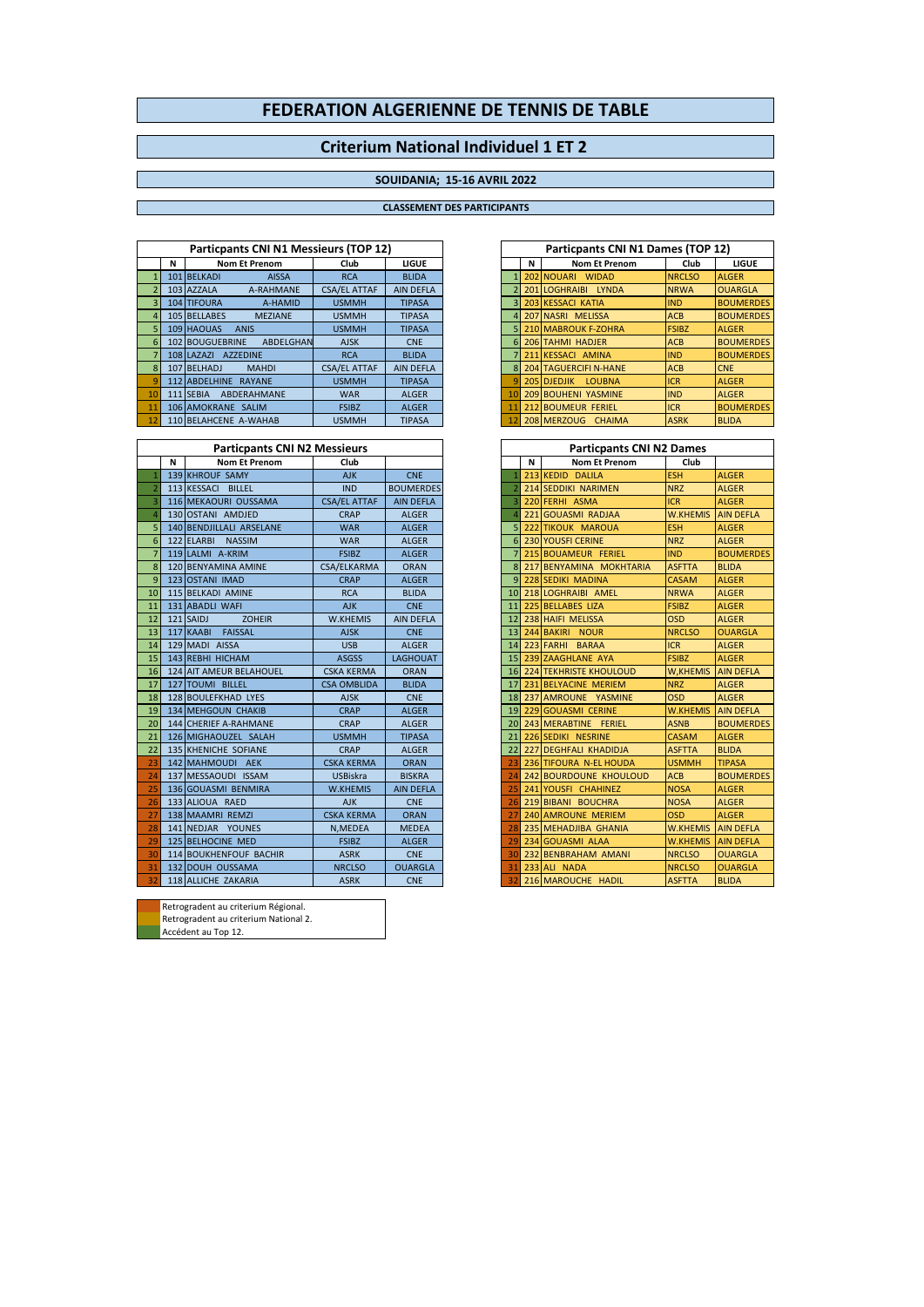# FEDERATION ALGERIENNE DE TENNIS DE TABLE

## Criterium National Individuel 1 ET 2

### SOUIDANIA; 15-16 AVRIL 2022

**CLASSEMENT DES PARTICIPANTS**

| Particpants CNI N1 Messieurs (TOP 12) | | | | |
|---|---|---|---|---|
| | N | Nom Et Prenom | Club | LIGUE |
| 1 | 101 | BELKADI AISSA | RCA | BLIDA |
| 2 | 103 | AZZALA A-RAHMANE | CSA/EL ATTAF | AIN DEFLA |
| 3 | 104 | TIFOURA A-HAMID | USMMH | TIPASA |
| 4 | 105 | BELLABES MEZIANE | USMMH | TIPASA |
| 5 | 109 | HAOUAS ANIS | USMMH | TIPASA |
| 6 | 102 | BOUGUEBRINE ABDELGHAN | AJSK | CNE |
| 7 | 108 | LAZAZI AZZEDINE | RCA | BLIDA |
| 8 | 107 | BELHADJ MAHDI | CSA/EL ATTAF | AIN DEFLA |
| 9 | 112 | ABDELHINE RAYANE | USMMH | TIPASA |
| 10 | 111 | SEBIA ABDERAHMANE | WAR | ALGER |
| 11 | 106 | AMOKRANE SALIM | FSIBZ | ALGER |
| 12 | 110 | BELAHCENE A-WAHAB | USMMH | TIPASA |

| Particpants CNI N1 Dames (TOP 12) | | | | |
|---|---|---|---|---|
| | N | Nom Et Prenom | Club | LIGUE |
| 1 | 202 | NOUARI WIDAD | NRCLSO | ALGER |
| 2 | 201 | LOGHRAIBI LYNDA | NRWA | OUARGLA |
| 3 | 203 | KESSACI KATIA | IND | BOUMERDES |
| 4 | 207 | NASRI MELISSA | ACB | BOUMERDES |
| 5 | 210 | MABROUK F-ZOHRA | FSIBZ | ALGER |
| 6 | 206 | TAHMI HADJER | ACB | BOUMERDES |
| 7 | 211 | KESSACI AMINA | IND | BOUMERDES |
| 8 | 204 | TAGUERCIFI N-HANE | ACB | CNE |
| 9 | 205 | DJEDJIK LOUBNA | ICR | ALGER |
| 10 | 209 | BOUHENI YASMINE | IND | ALGER |
| 11 | 212 | BOUMEUR FERIEL | ICR | BOUMERDES |
| 12 | 208 | MERZOUG CHAIMA | ASRK | BLIDA |

| Particpants CNI N2 Messieurs | | | | |
|---|---|---|---|---|
| | N | Nom Et Prenom | Club | |
| 1 | 139 | KHROUF SAMY | AJK | CNE |
| 2 | 113 | KESSACI BILLEL | IND | BOUMERDES |
| 3 | 116 | MEKAOURI OUSSAMA | CSA/EL ATTAF | AIN DEFLA |
| 4 | 130 | OSTANI AMDJED | CRAP | ALGER |
| 5 | 140 | BENDJILLALI ARSELANE | WAR | ALGER |
| 6 | 122 | ELARBI NASSIM | WAR | ALGER |
| 7 | 119 | LALMI A-KRIM | FSIBZ | ALGER |
| 8 | 120 | BENYAMINA AMINE | CSA/ELKARMA | ORAN |
| 9 | 123 | OSTANI IMAD | CRAP | ALGER |
| 10 | 115 | BELKADI AMINE | RCA | BLIDA |
| 11 | 131 | ABADLI WAFI | AJK | CNE |
| 12 | 121 | SAIDJ ZOHEIR | W.KHEMIS | AIN DEFLA |
| 13 | 117 | KAABI FAISSAL | AJSK | CNE |
| 14 | 129 | MADI AISSA | USB | ALGER |
| 15 | 143 | REBHI HICHAM | ASGSS | LAGHOUAT |
| 16 | 124 | AIT AMEUR BELAHOUEL | CSKA KERMA | ORAN |
| 17 | 127 | TOUMI BILLEL | CSA OMBLIDA | BLIDA |
| 18 | 128 | BOULEFKHAD LYES | AJSK | CNE |
| 19 | 134 | MEHGOUN CHAKIB | CRAP | ALGER |
| 20 | 144 | CHERIEF A-RAHMANE | CRAP | ALGER |
| 21 | 126 | MIGHAOUZEL SALAH | USMMH | TIPASA |
| 22 | 135 | KHENICHE SOFIANE | CRAP | ALGER |
| 23 | 142 | MAHMOUDI AEK | CSKA KERMA | ORAN |
| 24 | 137 | MESSAOUDI ISSAM | USBiskra | BISKRA |
| 25 | 136 | GOUASMI BENMIRA | W.KHEMIS | AIN DEFLA |
| 26 | 133 | ALIOUA RAED | AJK | CNE |
| 27 | 138 | MAAMRI REMZI | CSKA KERMA | ORAN |
| 28 | 141 | NEDJAR YOUNES | N,MEDEA | MEDEA |
| 29 | 125 | BELHOCINE MED | FSIBZ | ALGER |
| 30 | 114 | BOUKHENFOUF BACHIR | ASRK | CNE |
| 31 | 132 | DOUH OUSSAMA | NRCLSO | OUARGLA |
| 32 | 118 | ALLICHE ZAKARIA | ASRK | CNE |

| Particpants CNI N2 Dames | | | | |
|---|---|---|---|---|
| | N | Nom Et Prenom | Club | |
| 1 | 213 | KEDID DALILA | ESH | ALGER |
| 2 | 214 | SEDDIKI NARIMEN | NRZ | ALGER |
| 3 | 220 | FERHI ASMA | ICR | ALGER |
| 4 | 221 | GOUASMI RADJAA | W.KHEMIS | AIN DEFLA |
| 5 | 222 | TIKOUK MAROUA | ESH | ALGER |
| 6 | 230 | YOUSFI CERINE | NRZ | ALGER |
| 7 | 215 | BOUAMEUR FERIEL | IND | BOUMERDES |
| 8 | 217 | BENYAMINA MOKHTARIA | ASFTTA | BLIDA |
| 9 | 228 | SEDIKI MADINA | CASAM | ALGER |
| 10 | 218 | LOGHRAIBI AMEL | NRWA | ALGER |
| 11 | 225 | BELLABES LIZA | FSIBZ | ALGER |
| 12 | 238 | HAIFI MELISSA | OSD | ALGER |
| 13 | 244 | BAKIRI NOUR | NRCLSO | OUARGLA |
| 14 | 223 | FARHI BARAA | ICR | ALGER |
| 15 | 239 | ZAAGHLANE AYA | FSIBZ | ALGER |
| 16 | 224 | TEKHRISTE KHOULOUD | W,KHEMIS | AIN DEFLA |
| 17 | 231 | BELYACINE MERIEM | NRZ | ALGER |
| 18 | 237 | AMROUNE YASMINE | OSD | ALGER |
| 19 | 229 | GOUASMI CERINE | W.KHEMIS | AIN DEFLA |
| 20 | 243 | MERABTINE FERIEL | ASNB | BOUMERDES |
| 21 | 226 | SEDIKI NESRINE | CASAM | ALGER |
| 22 | 227 | DEGHFALI KHADIDJA | ASFTTA | BLIDA |
| 23 | 236 | TIFOURA N-EL HOUDA | USMMH | TIPASA |
| 24 | 242 | BOURDOUNE KHOULOUD | ACB | BOUMERDES |
| 25 | 241 | YOUSFI CHAHINEZ | NOSA | ALGER |
| 26 | 219 | BIBANI BOUCHRA | NOSA | ALGER |
| 27 | 240 | AMROUNE MERIEM | OSD | ALGER |
| 28 | 235 | MEHADJIBA GHANIA | W.KHEMIS | AIN DEFLA |
| 29 | 234 | GOUASMI ALAA | W.KHEMIS | AIN DEFLA |
| 30 | 232 | BENBRAHAM AMANI | NRCLSO | OUARGLA |
| 31 | 233 | ALI NADA | NRCLSO | OUARGLA |
| 32 | 216 | MAROUCHE HADIL | ASFTTA | BLIDA |

- Retrogradent au criterium Régional.
- Retrogradent au criterium National 2.
- Accédent au Top 12.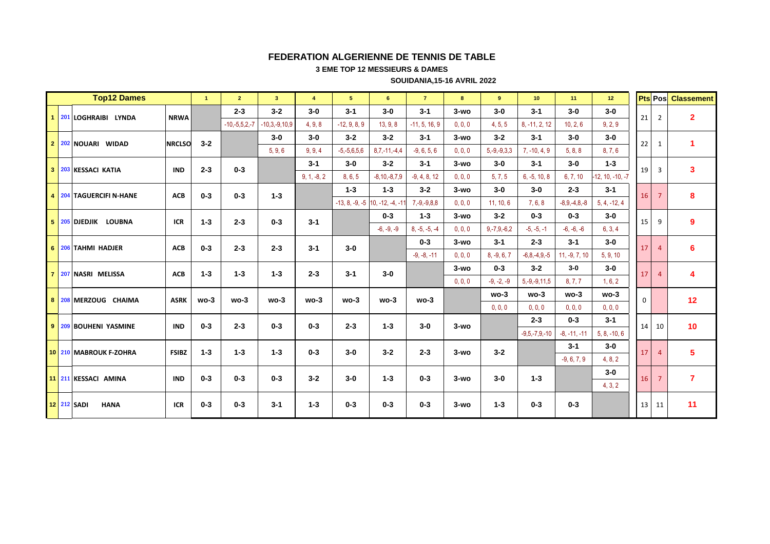# FEDERATION ALGERIENNE DE TENNIS DE TABLE

**3 EME TOP 12 MESSIEURS & DAMES**

**SOUIDANIA,15-16 AVRIL 2022**

| Top12 Dames | | | | 1 | 2 | 3 | 4 | 5 | 6 | 7 | 8 | 9 | 10 | 11 | 12 | Pts | Pos | Classement |
|---|---|---|---|---|---|---|---|---|---|---|---|---|---|---|---|---|---|---|
| 1 | 201 | LOGHRAIBI LYNDA | NRWA | | 2-3 | 3-2 | 3-0 | 3-1 | 3-0 | 3-1 | 3-wo | 3-0 | 3-1 | 3-0 | 3-0 | 21 | 2 | 2 |
| | | | | | -10,-5,5,2,-7 | -10,3,-9,10,9 | 4, 9, 8 | -12, 9, 8, 9 | 13, 9, 8 | -11, 5, 16, 9 | 0, 0, 0 | 4, 5, 5 | 8, -11, 2, 12 | 10, 2, 6 | 9, 2, 9 | | | |
| 2 | 202 | NOUARI WIDAD | NRCLSO | 3-2 | | 3-0 | 3-0 | 3-2 | 3-2 | 3-1 | 3-wo | 3-2 | 3-1 | 3-0 | 3-0 | 22 | 1 | 1 |
| | | | | | | 5, 9, 6 | 9, 9, 4 | -5,-5,6,5,6 | 8,7,-11,-4,4 | -9, 6, 5, 6 | 0, 0, 0 | 5,-9,-9,3,3 | 7, -10, 4, 9 | 5, 8, 8 | 8, 7, 6 | | | |
| 3 | 203 | KESSACI KATIA | IND | 2-3 | 0-3 | | 3-1 | 3-0 | 3-2 | 3-1 | 3-wo | 3-0 | 3-1 | 3-0 | 1-3 | 19 | 3 | 3 |
| | | | | | | | 9, 1, -8, 2 | 8, 6, 5 | -8,10,-8,7,9 | -9, 4, 8, 12 | 0, 0, 0 | 5, 7, 5 | 6, -5, 10, 8 | 6, 7, 10 | -12, 10, -10, -7 | | | |
| 4 | 204 | TAGUERCIFI N-HANE | ACB | 0-3 | 0-3 | 1-3 | | 1-3 | 1-3 | 3-2 | 3-wo | 3-0 | 3-0 | 2-3 | 3-1 | 16 | 7 | 8 |
| | | | | | | | | -13, 8, -9, -5 | 10, -12, -4, -11 | 7,-9,-9,8,8 | 0, 0, 0 | 11, 10, 6 | 7, 6, 8 | -8,9,-4,8,-8 | 5, 4, -12, 4 | | | |
| 5 | 205 | DJEDJIK LOUBNA | ICR | 1-3 | 2-3 | 0-3 | 3-1 | | 0-3 | 1-3 | 3-wo | 3-2 | 0-3 | 0-3 | 3-0 | 15 | 9 | 9 |
| | | | | | | | | | -6, -9, -9 | 8, -5, -5, -4 | 0, 0, 0 | 9,-7,9,-6,2 | -5, -5, -1 | -6, -6, -6 | 6, 3, 4 | | | |
| 6 | 206 | TAHMI HADJER | ACB | 0-3 | 2-3 | 2-3 | 3-1 | 3-0 | | 0-3 | 3-wo | 3-1 | 2-3 | 3-1 | 3-0 | 17 | 4 | 6 |
| | | | | | | | | | | -9, -8, -11 | 0, 0, 0 | 8, -9, 6, 7 | -6,8,-4,9,-5 | 11, -9, 7, 10 | 5, 9, 10 | | | |
| 7 | 207 | NASRI MELISSA | ACB | 1-3 | 1-3 | 1-3 | 2-3 | 3-1 | 3-0 | | 3-wo | 0-3 | 3-2 | 3-0 | 3-0 | 17 | 4 | 4 |
| | | | | | | | | | | | 0, 0, 0 | -9, -2, -9 | 5,-9,-9,11,5 | 8, 7, 7 | 1, 6, 2 | | | |
| 8 | 208 | MERZOUG CHAIMA | ASRK | wo-3 | wo-3 | wo-3 | wo-3 | wo-3 | wo-3 | wo-3 | | wo-3 | wo-3 | wo-3 | wo-3 | 0 | | 12 |
| | | | | | | | | | | | | 0, 0, 0 | 0, 0, 0 | 0, 0, 0 | 0, 0, 0 | | | |
| 9 | 209 | BOUHENI YASMINE | IND | 0-3 | 2-3 | 0-3 | 0-3 | 2-3 | 1-3 | 3-0 | 3-wo | | 2-3 | 0-3 | 3-1 | 14 | 10 | 10 |
| | | | | | | | | | | | | | -9,5,-7,9,-10 | -8, -11, -11 | 5, 8, -10, 6 | | | |
| 10 | 210 | MABROUK F-ZOHRA | FSIBZ | 1-3 | 1-3 | 1-3 | 0-3 | 3-0 | 3-2 | 2-3 | 3-wo | 3-2 | | 3-1 | 3-0 | 17 | 4 | 5 |
| | | | | | | | | | | | | | | -9, 6, 7, 9 | 4, 8, 2 | | | |
| 11 | 211 | KESSACI AMINA | IND | 0-3 | 0-3 | 0-3 | 3-2 | 3-0 | 1-3 | 0-3 | 3-wo | 3-0 | 1-3 | | 3-0 | 16 | 7 | 7 |
| | | | | | | | | | | | | | | | 4, 3, 2 | | | |
| 12 | 212 | SADI HANA | ICR | 0-3 | 0-3 | 3-1 | 1-3 | 0-3 | 0-3 | 0-3 | 3-wo | 1-3 | 0-3 | 0-3 | | 13 | 11 | 11 |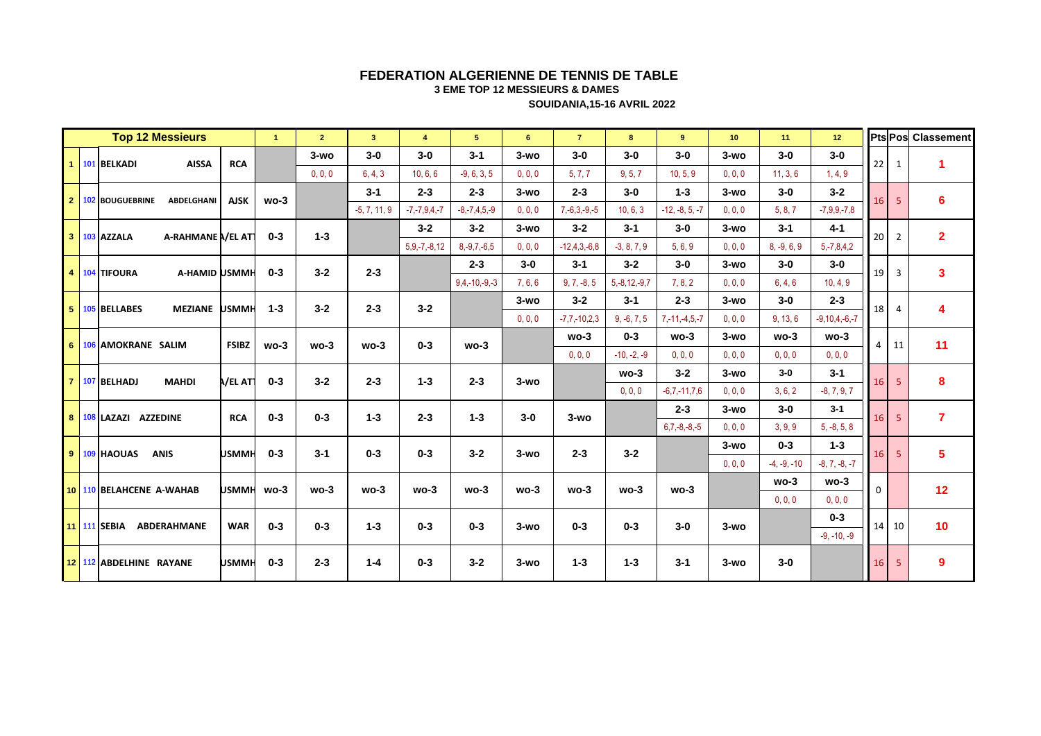**FEDERATION ALGERIENNE DE TENNIS DE TABLE**

**3 EME TOP 12 MESSIEURS & DAMES**

**SOUIDANIA,15-16 AVRIL 2022**

| | | Top 12 Messieurs | | 1 | 2 | 3 | 4 | 5 | 6 | 7 | 8 | 9 | 10 | 11 | 12 | Pts | Pos | Classement |
|---|---|---|---|---|---|---|---|---|---|---|---|---|---|---|---|---|---|---|
| 1 | 101 | BELKADI AISSA | RCA | | 3-wo | 3-0 | 3-0 | 3-1 | 3-wo | 3-0 | 3-0 | 3-0 | 3-wo | 3-0 | 3-0 | 22 | 1 | 1 |
| | | | | | 0, 0, 0 | 6, 4, 3 | 10, 6, 6 | -9, 6, 3, 5 | 0, 0, 0 | 5, 7, 7 | 9, 5, 7 | 10, 5, 9 | 0, 0, 0 | 11, 3, 6 | 1, 4, 9 | | | |
| 2 | 102 | BOUGUEBRINE ABDELGHANI | AJSK | wo-3 | | 3-1 | 2-3 | 2-3 | 3-wo | 2-3 | 3-0 | 1-3 | 3-wo | 3-0 | 3-2 | 16 | 5 | 6 |
| | | | | | | -5, 7, 11, 9 | -7,-7,9,4,-7 | -8,-7,4,5,-9 | 0, 0, 0 | 7,-6,3,-9,-5 | 10, 6, 3 | -12, -8, 5, -7 | 0, 0, 0 | 5, 8, 7 | -7,9,9,-7,8 | | | |
| 3 | 103 | AZZALA A-RAHMANE | A/EL AT | 0-3 | 1-3 | | 3-2 | 3-2 | 3-wo | 3-2 | 3-1 | 3-0 | 3-wo | 3-1 | 4-1 | 20 | 2 | 2 |
| | | | | | | | 5,9,-7,-8,12 | 8,-9,7,-6,5 | 0, 0, 0 | -12,4,3,-6,8 | -3, 8, 7, 9 | 5, 6, 9 | 0, 0, 0 | 8, -9, 6, 9 | 5,-7,8,4,2 | | | |
| 4 | 104 | TIFOURA A-HAMID | USMMH | 0-3 | 3-2 | 2-3 | | 2-3 | 3-0 | 3-1 | 3-2 | 3-0 | 3-wo | 3-0 | 3-0 | 19 | 3 | 3 |
| | | | | | | | | 9,4,-10,-9,-3 | 7, 6, 6 | 9, 7, -8, 5 | 5,-8,12,-9,7 | 7, 8, 2 | 0, 0, 0 | 6, 4, 6 | 10, 4, 9 | | | |
| 5 | 105 | BELLABES MEZIANE | USMMH | 1-3 | 3-2 | 2-3 | 3-2 | | 3-wo | 3-2 | 3-1 | 2-3 | 3-wo | 3-0 | 2-3 | 18 | 4 | 4 |
| | | | | | | | | | 0, 0, 0 | -7,7,-10,2,3 | 9, -6, 7, 5 | 7,-11,-4,5,-7 | 0, 0, 0 | 9, 13, 6 | -9,10,4,-6,-7 | | | |
| 6 | 106 | AMOKRANE SALIM | FSIBZ | wo-3 | wo-3 | wo-3 | 0-3 | wo-3 | | wo-3 | 0-3 | wo-3 | 3-wo | wo-3 | wo-3 | 4 | 11 | 11 |
| | | | | | | | | | | 0, 0, 0 | -10, -2, -9 | 0, 0, 0 | 0, 0, 0 | 0, 0, 0 | 0, 0, 0 | | | |
| 7 | 107 | BELHADJ MAHDI | A/EL AT | 0-3 | 3-2 | 2-3 | 1-3 | 2-3 | 3-wo | | wo-3 | 3-2 | 3-wo | 3-0 | 3-1 | 16 | 5 | 8 |
| | | | | | | | | | | | 0, 0, 0 | -6,7,-11,7,6 | 0, 0, 0 | 3, 6, 2 | -8, 7, 9, 7 | | | |
| 8 | 108 | LAZAZI AZZEDINE | RCA | 0-3 | 0-3 | 1-3 | 2-3 | 1-3 | 3-0 | 3-wo | | 2-3 | 3-wo | 3-0 | 3-1 | 16 | 5 | 7 |
| | | | | | | | | | | | | 6,7,-8,-8,-5 | 0, 0, 0 | 3, 9, 9 | 5, -8, 5, 8 | | | |
| 9 | 109 | HAOUAS ANIS | USMMH | 0-3 | 3-1 | 0-3 | 0-3 | 3-2 | 3-wo | 2-3 | 3-2 | | 3-wo | 0-3 | 1-3 | 16 | 5 | 5 |
| | | | | | | | | | | | | | 0, 0, 0 | -4, -9, -10 | -8, 7, -8, -7 | | | |
| 10 | 110 | BELAHCENE A-WAHAB | USMMH | wo-3 | wo-3 | wo-3 | wo-3 | wo-3 | wo-3 | wo-3 | wo-3 | wo-3 | | wo-3 | wo-3 | 0 | | 12 |
| | | | | | | | | | | | | | | 0, 0, 0 | 0, 0, 0 | | | |
| 11 | 111 | SEBIA ABDERAHMANE | WAR | 0-3 | 0-3 | 1-3 | 0-3 | 0-3 | 3-wo | 0-3 | 0-3 | 3-0 | 3-wo | | 0-3 | 14 | 10 | 10 |
| | | | | | | | | | | | | | | | -9, -10, -9 | | | |
| 12 | 112 | ABDELHINE RAYANE | USMMH | 0-3 | 2-3 | 1-4 | 0-3 | 3-2 | 3-wo | 1-3 | 1-3 | 3-1 | 3-wo | 3-0 | | 16 | 5 | 9 |